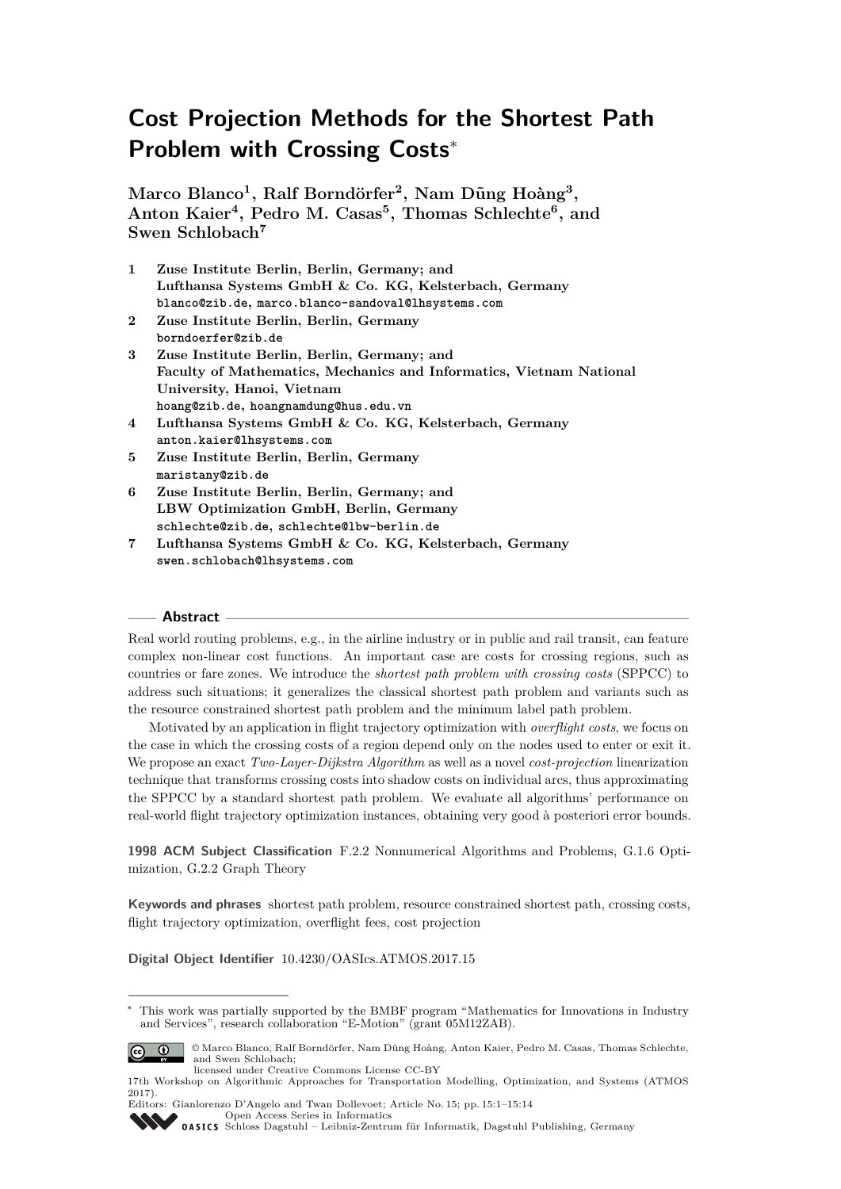# Cost Projection Methods for the Shortest Path Problem with Crossing Costs*

**Marco Blanco[1], Ralf Borndörfer[2], Nam Dũng Hoàng[3], Anton Kaier[4], Pedro M. Casas[5], Thomas Schlechte[6], and Swen Schlobach[7]**

1. **Zuse Institute Berlin, Berlin, Germany; and Lufthansa Systems GmbH & Co. KG, Kelsterbach, Germany**
   `blanco@zib.de`, `marco.blanco-sandoval@lhsystems.com`
2. **Zuse Institute Berlin, Berlin, Germany**
   `borndoerfer@zib.de`
3. **Zuse Institute Berlin, Berlin, Germany; and Faculty of Mathematics, Mechanics and Informatics, Vietnam National University, Hanoi, Vietnam**
   `hoang@zib.de`, `hoangnamdung@hus.edu.vn`
4. **Lufthansa Systems GmbH & Co. KG, Kelsterbach, Germany**
   `anton.kaier@lhsystems.com`
5. **Zuse Institute Berlin, Berlin, Germany**
   `maristany@zib.de`
6. **Zuse Institute Berlin, Berlin, Germany; and LBW Optimization GmbH, Berlin, Germany**
   `schlechte@zib.de`, `schlechte@lbw-berlin.de`
7. **Lufthansa Systems GmbH & Co. KG, Kelsterbach, Germany**
   `swen.schlobach@lhsystems.com`

## Abstract

Real world routing problems, e.g., in the airline industry or in public and rail transit, can feature complex non-linear cost functions. An important case are costs for crossing regions, such as countries or fare zones. We introduce the *shortest path problem with crossing costs* (SPPCC) to address such situations; it generalizes the classical shortest path problem and variants such as the resource constrained shortest path problem and the minimum label path problem.

Motivated by an application in flight trajectory optimization with *overflight costs*, we focus on the case in which the crossing costs of a region depend only on the nodes used to enter or exit it. We propose an exact *Two-Layer-Dijkstra Algorithm* as well as a novel *cost-projection* linearization technique that transforms crossing costs into shadow costs on individual arcs, thus approximating the SPPCC by a standard shortest path problem. We evaluate all algorithms' performance on real-world flight trajectory optimization instances, obtaining very good à posteriori error bounds.

**1998 ACM Subject Classification** F.2.2 Nonnumerical Algorithms and Problems, G.1.6 Optimization, G.2.2 Graph Theory

**Keywords and phrases** shortest path problem, resource constrained shortest path, crossing costs, flight trajectory optimization, overflight fees, cost projection

**Digital Object Identifier** 10.4230/OASIcs.ATMOS.2017.15

---

* This work was partially supported by the BMBF program "Mathematics for Innovations in Industry and Services", research collaboration "E-Motion" (grant 05M12ZAB).

© Marco Blanco, Ralf Borndörfer, Nam Dũng Hoàng, Anton Kaier, Pedro M. Casas, Thomas Schlechte, and Swen Schlobach;
licensed under Creative Commons License CC-BY
17th Workshop on Algorithmic Approaches for Transportation Modelling, Optimization, and Systems (ATMOS 2017).
Editors: Gianlorenzo D'Angelo and Twan Dollevoet; Article No. 15; pp. 15:1–15:14
Open Access Series in Informatics
OASICS Schloss Dagstuhl – Leibniz-Zentrum für Informatik, Dagstuhl Publishing, Germany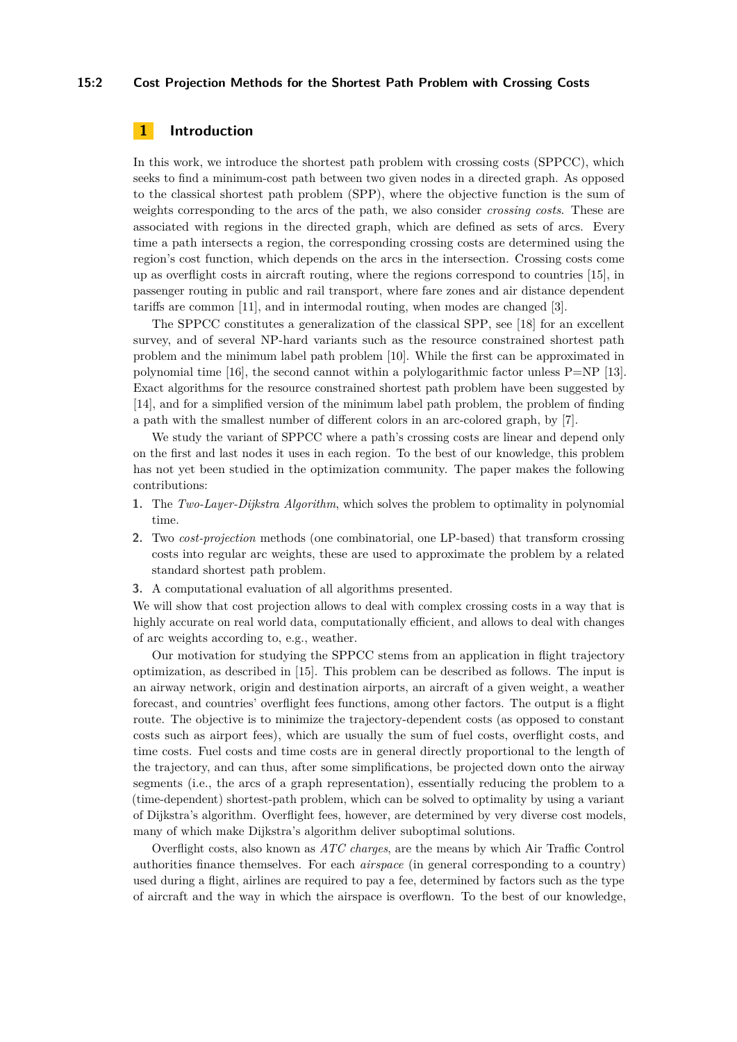## 1 Introduction

In this work, we introduce the shortest path problem with crossing costs (SPPCC), which seeks to find a minimum-cost path between two given nodes in a directed graph. As opposed to the classical shortest path problem (SPP), where the objective function is the sum of weights corresponding to the arcs of the path, we also consider *crossing costs*. These are associated with regions in the directed graph, which are defined as sets of arcs. Every time a path intersects a region, the corresponding crossing costs are determined using the region's cost function, which depends on the arcs in the intersection. Crossing costs come up as overflight costs in aircraft routing, where the regions correspond to countries [15], in passenger routing in public and rail transport, where fare zones and air distance dependent tariffs are common [11], and in intermodal routing, when modes are changed [3].

The SPPCC constitutes a generalization of the classical SPP, see [18] for an excellent survey, and of several NP-hard variants such as the resource constrained shortest path problem and the minimum label path problem [10]. While the first can be approximated in polynomial time [16], the second cannot within a polylogarithmic factor unless P=NP [13]. Exact algorithms for the resource constrained shortest path problem have been suggested by [14], and for a simplified version of the minimum label path problem, the problem of finding a path with the smallest number of different colors in an arc-colored graph, by [7].

We study the variant of SPPCC where a path's crossing costs are linear and depend only on the first and last nodes it uses in each region. To the best of our knowledge, this problem has not yet been studied in the optimization community. The paper makes the following contributions:

1. The *Two-Layer-Dijkstra Algorithm*, which solves the problem to optimality in polynomial time.
2. Two *cost-projection* methods (one combinatorial, one LP-based) that transform crossing costs into regular arc weights, these are used to approximate the problem by a related standard shortest path problem.
3. A computational evaluation of all algorithms presented.

We will show that cost projection allows to deal with complex crossing costs in a way that is highly accurate on real world data, computationally efficient, and allows to deal with changes of arc weights according to, e.g., weather.

Our motivation for studying the SPPCC stems from an application in flight trajectory optimization, as described in [15]. This problem can be described as follows. The input is an airway network, origin and destination airports, an aircraft of a given weight, a weather forecast, and countries' overflight fees functions, among other factors. The output is a flight route. The objective is to minimize the trajectory-dependent costs (as opposed to constant costs such as airport fees), which are usually the sum of fuel costs, overflight costs, and time costs. Fuel costs and time costs are in general directly proportional to the length of the trajectory, and can thus, after some simplifications, be projected down onto the airway segments (i.e., the arcs of a graph representation), essentially reducing the problem to a (time-dependent) shortest-path problem, which can be solved to optimality by using a variant of Dijkstra's algorithm. Overflight fees, however, are determined by very diverse cost models, many of which make Dijkstra's algorithm deliver suboptimal solutions.

Overflight costs, also known as *ATC charges*, are the means by which Air Traffic Control authorities finance themselves. For each *airspace* (in general corresponding to a country) used during a flight, airlines are required to pay a fee, determined by factors such as the type of aircraft and the way in which the airspace is overflown. To the best of our knowledge,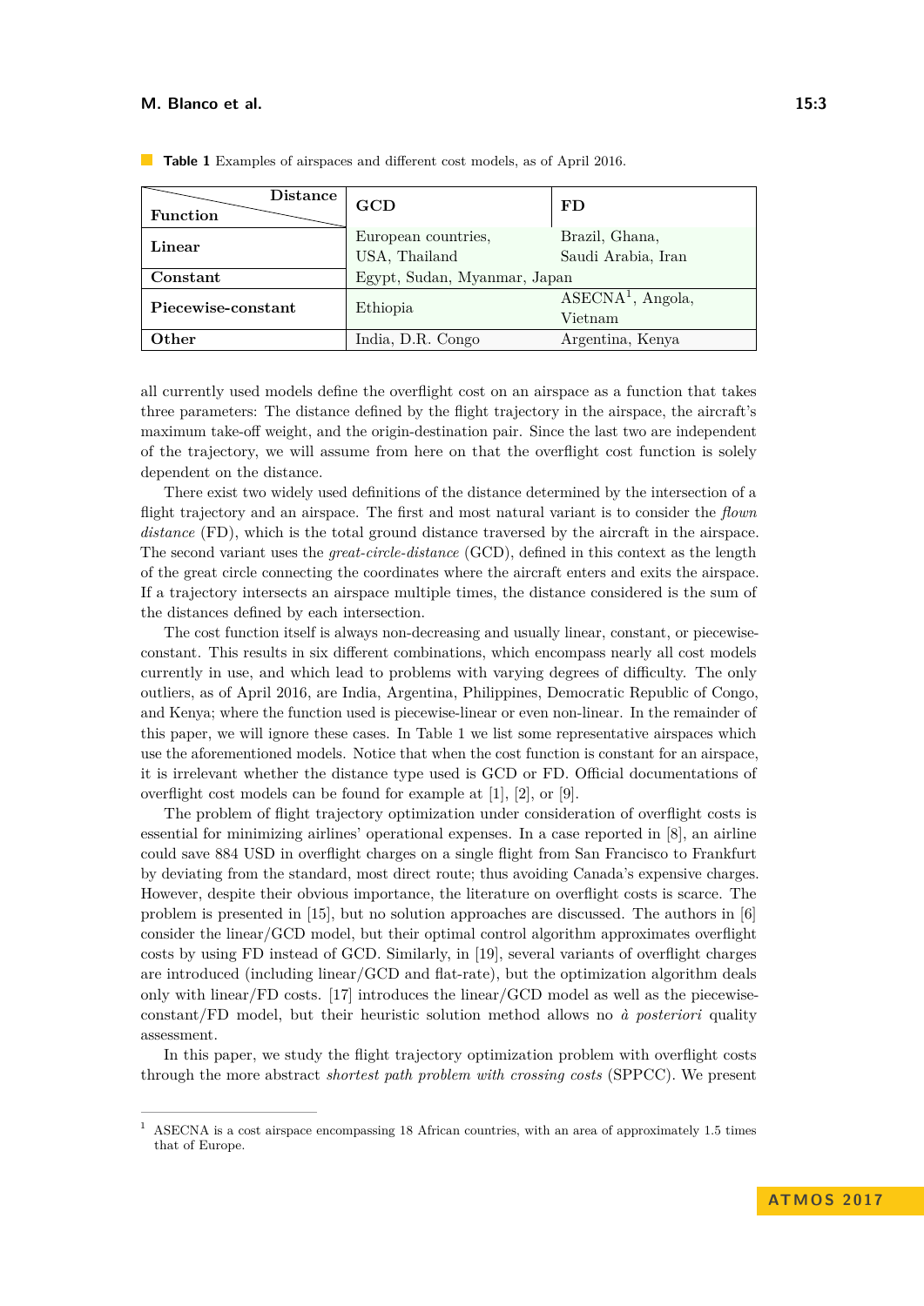**Table 1** Examples of airspaces and different cost models, as of April 2016.

| Function \ Distance | GCD | FD |
|---|---|---|
| **Linear** | European countries, USA, Thailand | Brazil, Ghana, Saudi Arabia, Iran |
| **Constant** | Egypt, Sudan, Myanmar, Japan | |
| **Piecewise-constant** | Ethiopia | ASECNA[1], Angola, Vietnam |
| **Other** | India, D.R. Congo | Argentina, Kenya |

all currently used models define the overflight cost on an airspace as a function that takes three parameters: The distance defined by the flight trajectory in the airspace, the aircraft's maximum take-off weight, and the origin-destination pair. Since the last two are independent of the trajectory, we will assume from here on that the overflight cost function is solely dependent on the distance.

There exist two widely used definitions of the distance determined by the intersection of a flight trajectory and an airspace. The first and most natural variant is to consider the *flown distance* (FD), which is the total ground distance traversed by the aircraft in the airspace. The second variant uses the *great-circle-distance* (GCD), defined in this context as the length of the great circle connecting the coordinates where the aircraft enters and exits the airspace. If a trajectory intersects an airspace multiple times, the distance considered is the sum of the distances defined by each intersection.

The cost function itself is always non-decreasing and usually linear, constant, or piecewise-constant. This results in six different combinations, which encompass nearly all cost models currently in use, and which lead to problems with varying degrees of difficulty. The only outliers, as of April 2016, are India, Argentina, Philippines, Democratic Republic of Congo, and Kenya; where the function used is piecewise-linear or even non-linear. In the remainder of this paper, we will ignore these cases. In Table 1 we list some representative airspaces which use the aforementioned models. Notice that when the cost function is constant for an airspace, it is irrelevant whether the distance type used is GCD or FD. Official documentations of overflight cost models can be found for example at [1], [2], or [9].

The problem of flight trajectory optimization under consideration of overflight costs is essential for minimizing airlines' operational expenses. In a case reported in [8], an airline could save 884 USD in overflight charges on a single flight from San Francisco to Frankfurt by deviating from the standard, most direct route; thus avoiding Canada's expensive charges. However, despite their obvious importance, the literature on overflight costs is scarce. The problem is presented in [15], but no solution approaches are discussed. The authors in [6] consider the linear/GCD model, but their optimal control algorithm approximates overflight costs by using FD instead of GCD. Similarly, in [19], several variants of overflight charges are introduced (including linear/GCD and flat-rate), but the optimization algorithm deals only with linear/FD costs. [17] introduces the linear/GCD model as well as the piecewise-constant/FD model, but their heuristic solution method allows no *à posteriori* quality assessment.

In this paper, we study the flight trajectory optimization problem with overflight costs through the more abstract *shortest path problem with crossing costs* (SPPCC). We present

[1] ASECNA is a cost airspace encompassing 18 African countries, with an area of approximately 1.5 times that of Europe.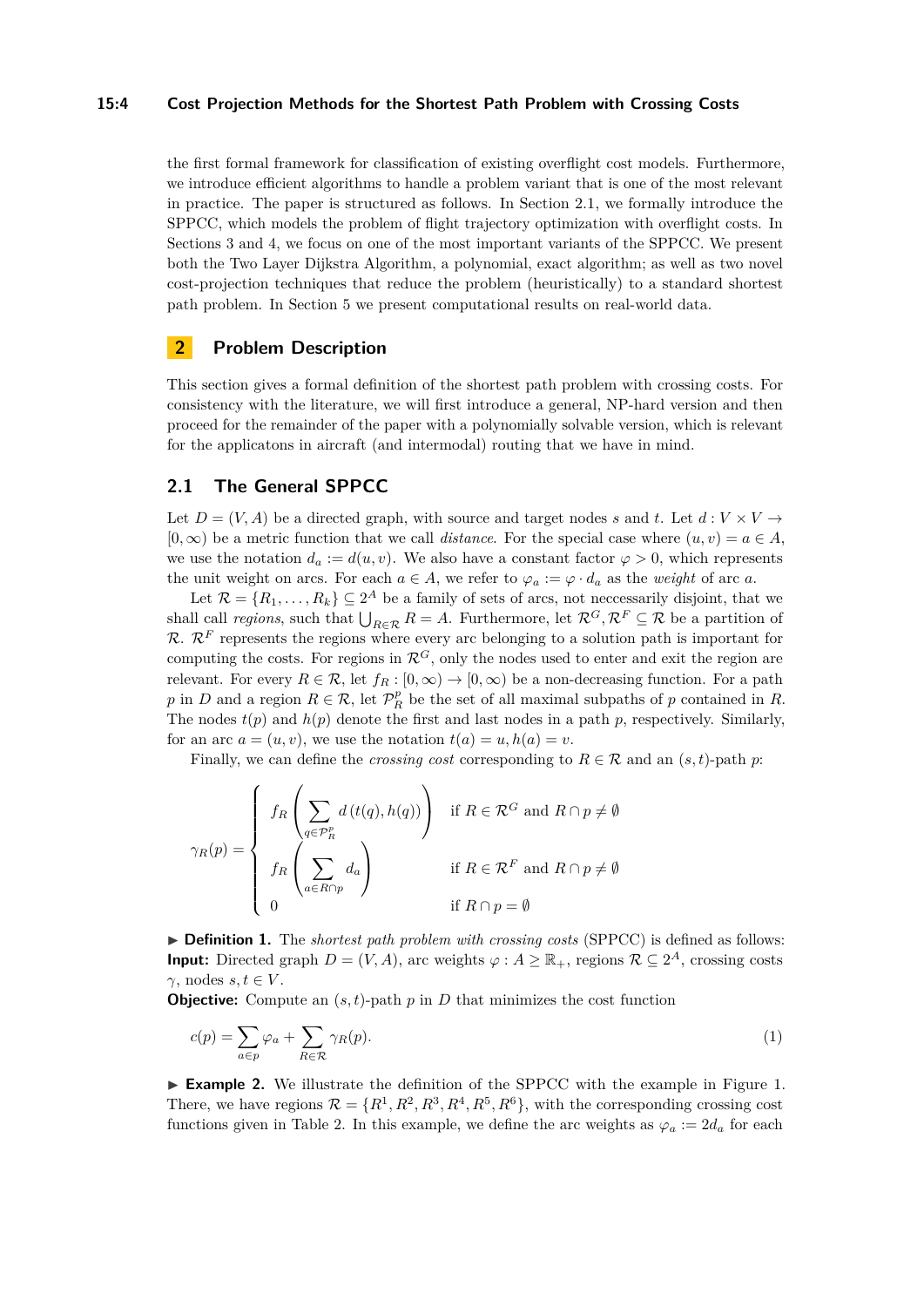the first formal framework for classification of existing overflight cost models. Furthermore, we introduce efficient algorithms to handle a problem variant that is one of the most relevant in practice. The paper is structured as follows. In Section 2.1, we formally introduce the SPPCC, which models the problem of flight trajectory optimization with overflight costs. In Sections 3 and 4, we focus on one of the most important variants of the SPPCC. We present both the Two Layer Dijkstra Algorithm, a polynomial, exact algorithm; as well as two novel cost-projection techniques that reduce the problem (heuristically) to a standard shortest path problem. In Section 5 we present computational results on real-world data.

## 2 Problem Description

This section gives a formal definition of the shortest path problem with crossing costs. For consistency with the literature, we will first introduce a general, NP-hard version and then proceed for the remainder of the paper with a polynomially solvable version, which is relevant for the applicatons in aircraft (and intermodal) routing that we have in mind.

### 2.1 The General SPPCC

Let $D = (V, A)$ be a directed graph, with source and target nodes $s$ and $t$. Let $d : V \times V \to [0, \infty)$ be a metric function that we call *distance*. For the special case where $(u, v) = a \in A$, we use the notation $d_a := d(u, v)$. We also have a constant factor $\varphi > 0$, which represents the unit weight on arcs. For each $a \in A$, we refer to $\varphi_a := \varphi \cdot d_a$ as the *weight* of arc $a$.

Let $\mathcal{R} = \{R_1, \ldots, R_k\} \subseteq 2^A$ be a family of sets of arcs, not neccessarily disjoint, that we shall call *regions*, such that $\bigcup_{R \in \mathcal{R}} R = A$. Furthermore, let $\mathcal{R}^G, \mathcal{R}^F \subseteq \mathcal{R}$ be a partition of $\mathcal{R}$. $\mathcal{R}^F$ represents the regions where every arc belonging to a solution path is important for computing the costs. For regions in $\mathcal{R}^G$, only the nodes used to enter and exit the region are relevant. For every $R \in \mathcal{R}$, let $f_R : [0, \infty) \to [0, \infty)$ be a non-decreasing function. For a path $p$ in $D$ and a region $R \in \mathcal{R}$, let $\mathcal{P}_R^p$ be the set of all maximal subpaths of $p$ contained in $R$. The nodes $t(p)$ and $h(p)$ denote the first and last nodes in a path $p$, respectively. Similarly, for an arc $a = (u, v)$, we use the notation $t(a) = u, h(a) = v$.

Finally, we can define the *crossing cost* corresponding to $R \in \mathcal{R}$ and an $(s, t)$-path $p$:

$$
\gamma_R(p) = \begin{cases} f_R\left(\displaystyle\sum_{q \in \mathcal{P}_R^p} d\left(t(q), h(q)\right)\right) & \text{if } R \in \mathcal{R}^G \text{ and } R \cap p \neq \emptyset \\ f_R\left(\displaystyle\sum_{a \in R \cap p} d_a\right) & \text{if } R \in \mathcal{R}^F \text{ and } R \cap p \neq \emptyset \\ 0 & \text{if } R \cap p = \emptyset \end{cases}
$$

▶ **Definition 1.** The *shortest path problem with crossing costs* (SPPCC) is defined as follows:
**Input:** Directed graph $D = (V, A)$, arc weights $\varphi : A \geq \mathbb{R}_+$, regions $\mathcal{R} \subseteq 2^A$, crossing costs $\gamma$, nodes $s, t \in V$.
**Objective:** Compute an $(s, t)$-path $p$ in $D$ that minimizes the cost function

$$
c(p) = \sum_{a \in p} \varphi_a + \sum_{R \in \mathcal{R}} \gamma_R(p). \tag{1}
$$

▶ **Example 2.** We illustrate the definition of the SPPCC with the example in Figure 1. There, we have regions $\mathcal{R} = \{R^1, R^2, R^3, R^4, R^5, R^6\}$, with the corresponding crossing cost functions given in Table 2. In this example, we define the arc weights as $\varphi_a := 2d_a$ for each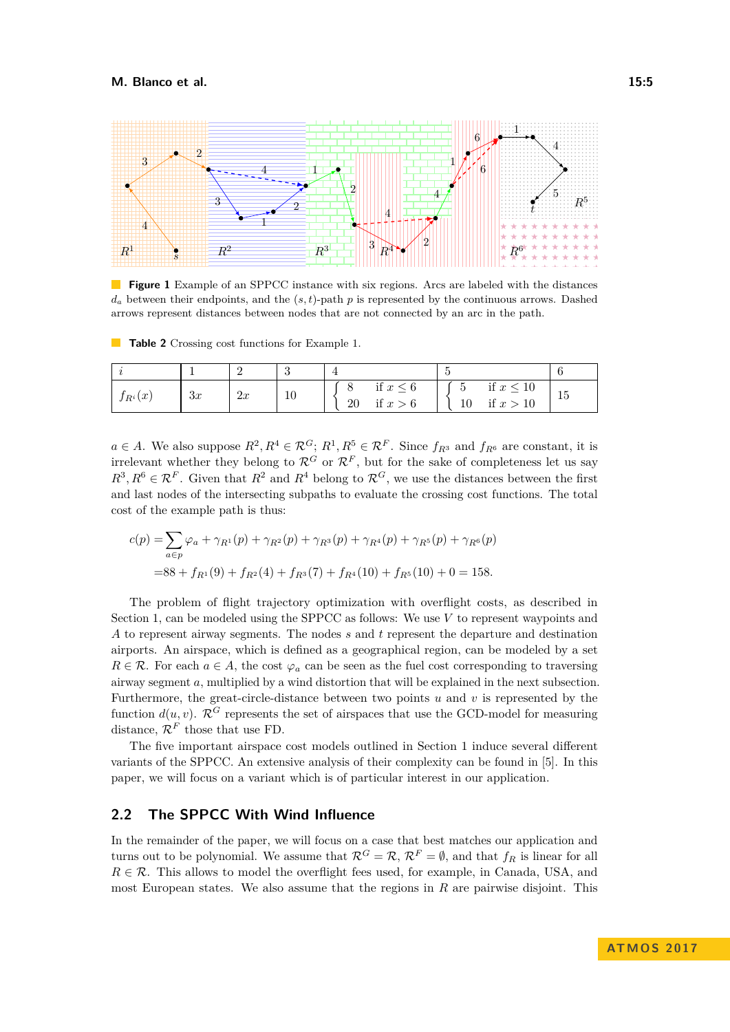**Figure 1** Example of an SPPCC instance with six regions. Arcs are labeled with the distances $d_a$ between their endpoints, and the $(s,t)$-path $p$ is represented by the continuous arrows. Dashed arrows represent distances between nodes that are not connected by an arc in the path.

**Table 2** Crossing cost functions for Example 1.

| $i$ | 1 | 2 | 3 | 4 | 5 | 6 |
|---|---|---|---|---|---|---|
| $f_{R^i}(x)$ | $3x$ | $2x$ | 10 | $\begin{cases} 8 & \text{if } x \leq 6 \\ 20 & \text{if } x > 6 \end{cases}$ | $\begin{cases} 5 & \text{if } x \leq 10 \\ 10 & \text{if } x > 10 \end{cases}$ | 15 |

$a \in A$. We also suppose $R^2, R^4 \in \mathcal{R}^G$; $R^1, R^5 \in \mathcal{R}^F$. Since $f_{R^3}$ and $f_{R^6}$ are constant, it is irrelevant whether they belong to $\mathcal{R}^G$ or $\mathcal{R}^F$, but for the sake of completeness let us say $R^3, R^6 \in \mathcal{R}^F$. Given that $R^2$ and $R^4$ belong to $\mathcal{R}^G$, we use the distances between the first and last nodes of the intersecting subpaths to evaluate the crossing cost functions. The total cost of the example path is thus:

$$
\begin{aligned}
c(p) =& \sum_{a \in p} \varphi_a + \gamma_{R^1}(p) + \gamma_{R^2}(p) + \gamma_{R^3}(p) + \gamma_{R^4}(p) + \gamma_{R^5}(p) + \gamma_{R^6}(p) \\
=& 88 + f_{R^1}(9) + f_{R^2}(4) + f_{R^3}(7) + f_{R^4}(10) + f_{R^5}(10) + 0 = 158.
\end{aligned}
$$

The problem of flight trajectory optimization with overflight costs, as described in Section 1, can be modeled using the SPPCC as follows: We use $V$ to represent waypoints and $A$ to represent airway segments. The nodes $s$ and $t$ represent the departure and destination airports. An airspace, which is defined as a geographical region, can be modeled by a set $R \in \mathcal{R}$. For each $a \in A$, the cost $\varphi_a$ can be seen as the fuel cost corresponding to traversing airway segment $a$, multiplied by a wind distortion that will be explained in the next subsection. Furthermore, the great-circle-distance between two points $u$ and $v$ is represented by the function $d(u, v)$. $\mathcal{R}^G$ represents the set of airspaces that use the GCD-model for measuring distance, $\mathcal{R}^F$ those that use FD.

The five important airspace cost models outlined in Section 1 induce several different variants of the SPPCC. An extensive analysis of their complexity can be found in [5]. In this paper, we will focus on a variant which is of particular interest in our application.

## 2.2 The SPPCC With Wind Influence

In the remainder of the paper, we will focus on a case that best matches our application and turns out to be polynomial. We assume that $\mathcal{R}^G = \mathcal{R}$, $\mathcal{R}^F = \emptyset$, and that $f_R$ is linear for all $R \in \mathcal{R}$. This allows to model the overflight fees used, for example, in Canada, USA, and most European states. We also assume that the regions in $R$ are pairwise disjoint. This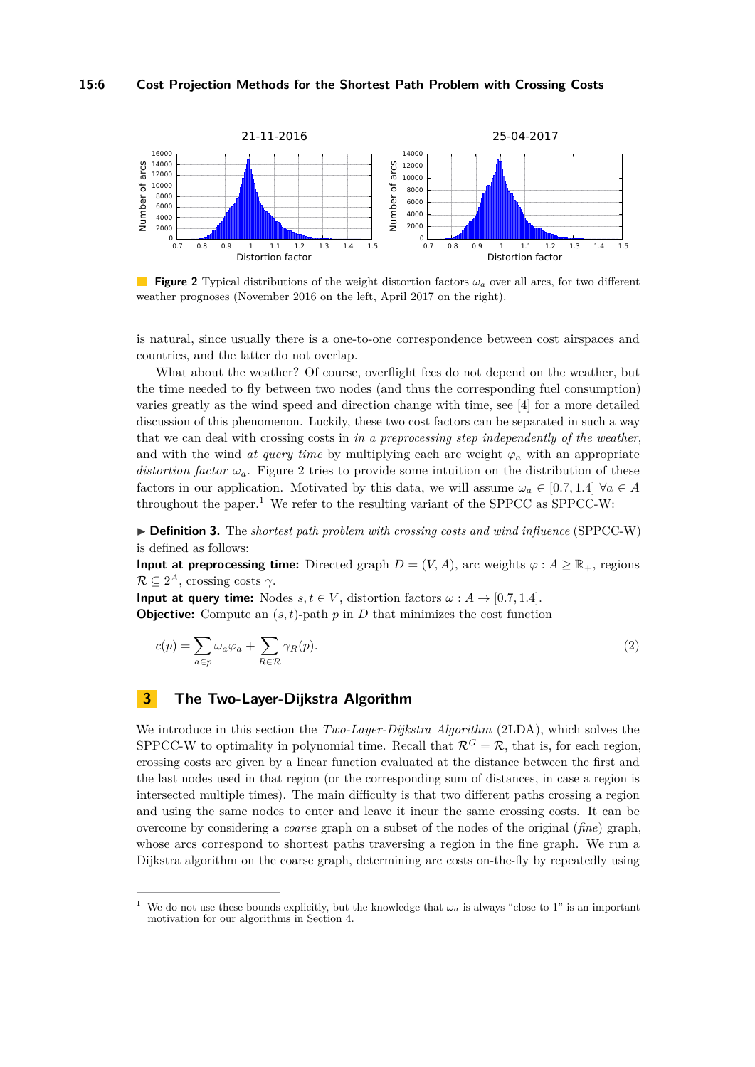**Figure 2** Typical distributions of the weight distortion factors $\omega_a$ over all arcs, for two different weather prognoses (November 2016 on the left, April 2017 on the right).

is natural, since usually there is a one-to-one correspondence between cost airspaces and countries, and the latter do not overlap.

What about the weather? Of course, overflight fees do not depend on the weather, but the time needed to fly between two nodes (and thus the corresponding fuel consumption) varies greatly as the wind speed and direction change with time, see [4] for a more detailed discussion of this phenomenon. Luckily, these two cost factors can be separated in such a way that we can deal with crossing costs in *in a preprocessing step independently of the weather*, and with the wind *at query time* by multiplying each arc weight $\varphi_a$ with an appropriate *distortion factor* $\omega_a$. Figure 2 tries to provide some intuition on the distribution of these factors in our application. Motivated by this data, we will assume $\omega_a \in [0.7, 1.4]$ $\forall a \in A$ throughout the paper.[1] We refer to the resulting variant of the SPPCC as SPPCC-W:

▶ **Definition 3.** The *shortest path problem with crossing costs and wind influence* (SPPCC-W) is defined as follows:

**Input at preprocessing time:** Directed graph $D = (V, A)$, arc weights $\varphi : A \geq \mathbb{R}_+$, regions $\mathcal{R} \subseteq 2^A$, crossing costs $\gamma$.

**Input at query time:** Nodes $s, t \in V$, distortion factors $\omega : A \to [0.7, 1.4]$.

**Objective:** Compute an $(s, t)$-path $p$ in $D$ that minimizes the cost function

$$c(p) = \sum_{a \in p} \omega_a \varphi_a + \sum_{R \in \mathcal{R}} \gamma_R(p). \tag{2}$$

# 3 The Two-Layer-Dijkstra Algorithm

We introduce in this section the *Two-Layer-Dijkstra Algorithm* (2LDA), which solves the SPPCC-W to optimality in polynomial time. Recall that $\mathcal{R}^G = \mathcal{R}$, that is, for each region, crossing costs are given by a linear function evaluated at the distance between the first and the last nodes used in that region (or the corresponding sum of distances, in case a region is intersected multiple times). The main difficulty is that two different paths crossing a region and using the same nodes to enter and leave it incur the same crossing costs. It can be overcome by considering a *coarse* graph on a subset of the nodes of the original (*fine*) graph, whose arcs correspond to shortest paths traversing a region in the fine graph. We run a Dijkstra algorithm on the coarse graph, determining arc costs on-the-fly by repeatedly using

[1] We do not use these bounds explicitly, but the knowledge that $\omega_a$ is always "close to 1" is an important motivation for our algorithms in Section 4.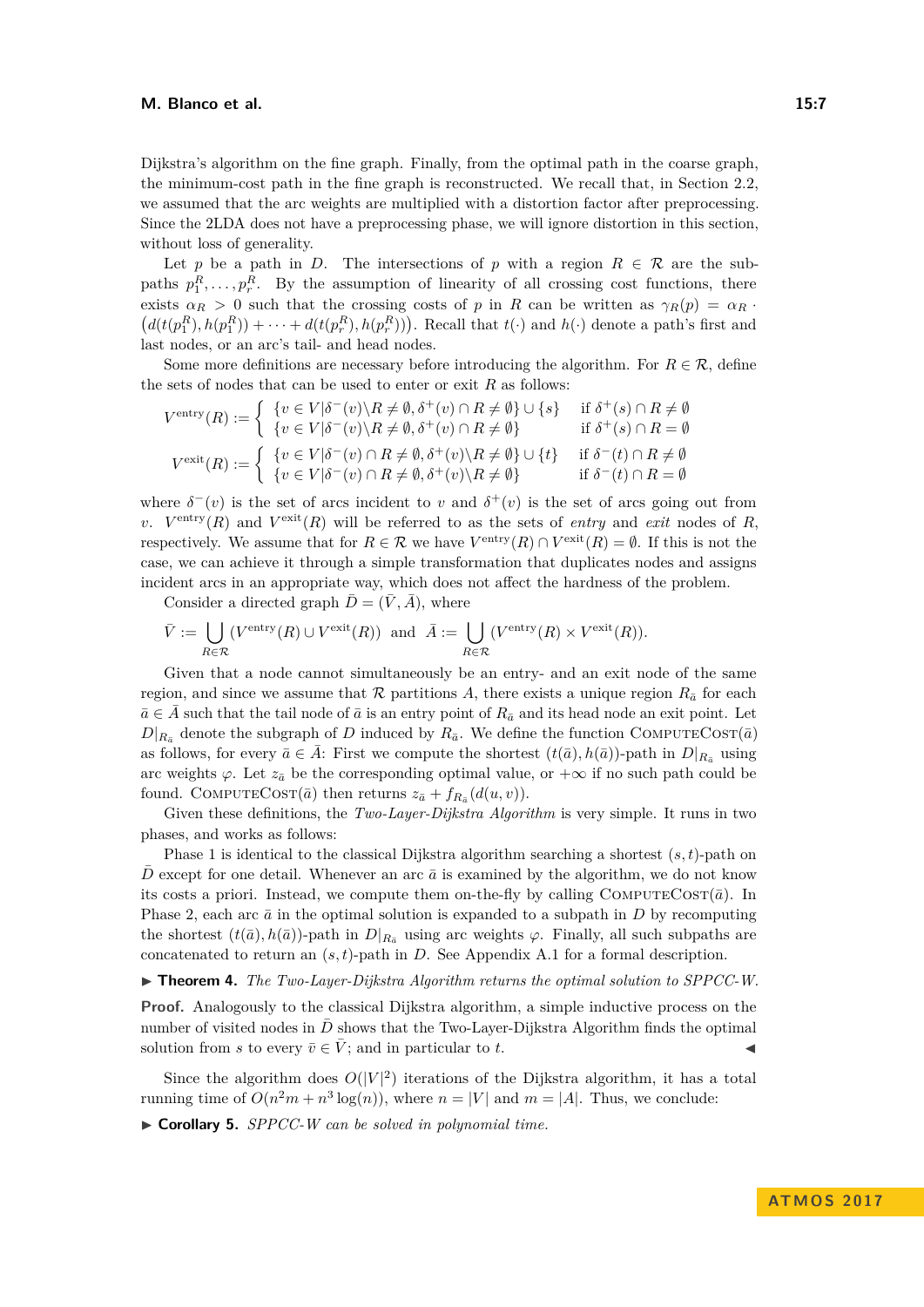Dijkstra's algorithm on the fine graph. Finally, from the optimal path in the coarse graph, the minimum-cost path in the fine graph is reconstructed. We recall that, in Section 2.2, we assumed that the arc weights are multiplied with a distortion factor after preprocessing. Since the 2LDA does not have a preprocessing phase, we will ignore distortion in this section, without loss of generality.

Let $p$ be a path in $D$. The intersections of $p$ with a region $R \in \mathcal{R}$ are the subpaths $p_1^R, \ldots, p_r^R$. By the assumption of linearity of all crossing cost functions, there exists $\alpha_R > 0$ such that the crossing costs of $p$ in $R$ can be written as $\gamma_R(p) = \alpha_R \cdot \big(d(t(p_1^R), h(p_1^R)) + \cdots + d(t(p_r^R), h(p_r^R))\big)$. Recall that $t(\cdot)$ and $h(\cdot)$ denote a path's first and last nodes, or an arc's tail- and head nodes.

Some more definitions are necessary before introducing the algorithm. For $R \in \mathcal{R}$, define the sets of nodes that can be used to enter or exit $R$ as follows:

$$V^{\text{entry}}(R) := \begin{cases} \{v \in V | \delta^-(v) \backslash R \neq \emptyset, \delta^+(v) \cap R \neq \emptyset\} \cup \{s\} & \text{if } \delta^+(s) \cap R \neq \emptyset \\ \{v \in V | \delta^-(v) \backslash R \neq \emptyset, \delta^+(v) \cap R \neq \emptyset\} & \text{if } \delta^+(s) \cap R = \emptyset \end{cases}$$

$$V^{\text{exit}}(R) := \begin{cases} \{v \in V | \delta^-(v) \cap R \neq \emptyset, \delta^+(v) \backslash R \neq \emptyset\} \cup \{t\} & \text{if } \delta^-(t) \cap R \neq \emptyset \\ \{v \in V | \delta^-(v) \cap R \neq \emptyset, \delta^+(v) \backslash R \neq \emptyset\} & \text{if } \delta^-(t) \cap R = \emptyset \end{cases}$$

where $\delta^-(v)$ is the set of arcs incident to $v$ and $\delta^+(v)$ is the set of arcs going out from $v$. $V^{\text{entry}}(R)$ and $V^{\text{exit}}(R)$ will be referred to as the sets of *entry* and *exit* nodes of $R$, respectively. We assume that for $R \in \mathcal{R}$ we have $V^{\text{entry}}(R) \cap V^{\text{exit}}(R) = \emptyset$. If this is not the case, we can achieve it through a simple transformation that duplicates nodes and assigns incident arcs in an appropriate way, which does not affect the hardness of the problem.

Consider a directed graph $\bar{D} = (\bar{V}, \bar{A})$, where

$$\bar{V} := \bigcup_{R \in \mathcal{R}} (V^{\text{entry}}(R) \cup V^{\text{exit}}(R)) \quad \text{and} \quad \bar{A} := \bigcup_{R \in \mathcal{R}} (V^{\text{entry}}(R) \times V^{\text{exit}}(R)).$$

Given that a node cannot simultaneously be an entry- and an exit node of the same region, and since we assume that $\mathcal{R}$ partitions $A$, there exists a unique region $R_{\bar{a}}$ for each $\bar{a} \in \bar{A}$ such that the tail node of $\bar{a}$ is an entry point of $R_{\bar{a}}$ and its head node an exit point. Let $D|_{R_{\bar{a}}}$ denote the subgraph of $D$ induced by $R_{\bar{a}}$. We define the function $\textsc{ComputeCost}(\bar{a})$ as follows, for every $\bar{a} \in \bar{A}$: First we compute the shortest $(t(\bar{a}), h(\bar{a}))$-path in $D|_{R_{\bar{a}}}$ using arc weights $\varphi$. Let $z_{\bar{a}}$ be the corresponding optimal value, or $+\infty$ if no such path could be found. $\textsc{ComputeCost}(\bar{a})$ then returns $z_{\bar{a}} + f_{R_{\bar{a}}}(d(u, v))$.

Given these definitions, the *Two-Layer-Dijkstra Algorithm* is very simple. It runs in two phases, and works as follows:

Phase 1 is identical to the classical Dijkstra algorithm searching a shortest $(s, t)$-path on $\bar{D}$ except for one detail. Whenever an arc $\bar{a}$ is examined by the algorithm, we do not know its costs a priori. Instead, we compute them on-the-fly by calling $\textsc{ComputeCost}(\bar{a})$. In Phase 2, each arc $\bar{a}$ in the optimal solution is expanded to a subpath in $D$ by recomputing the shortest $(t(\bar{a}), h(\bar{a}))$-path in $D|_{R_{\bar{a}}}$ using arc weights $\varphi$. Finally, all such subpaths are concatenated to return an $(s, t)$-path in $D$. See Appendix A.1 for a formal description.

▶ **Theorem 4.** *The Two-Layer-Dijkstra Algorithm returns the optimal solution to SPPCC-W.*

**Proof.** Analogously to the classical Dijkstra algorithm, a simple inductive process on the number of visited nodes in $\bar{D}$ shows that the Two-Layer-Dijkstra Algorithm finds the optimal solution from $s$ to every $\bar{v} \in \bar{V}$; and in particular to $t$. ◀

Since the algorithm does $O(|V|^2)$ iterations of the Dijkstra algorithm, it has a total running time of $O(n^2 m + n^3 \log(n))$, where $n = |V|$ and $m = |A|$. Thus, we conclude:

▶ **Corollary 5.** *SPPCC-W can be solved in polynomial time.*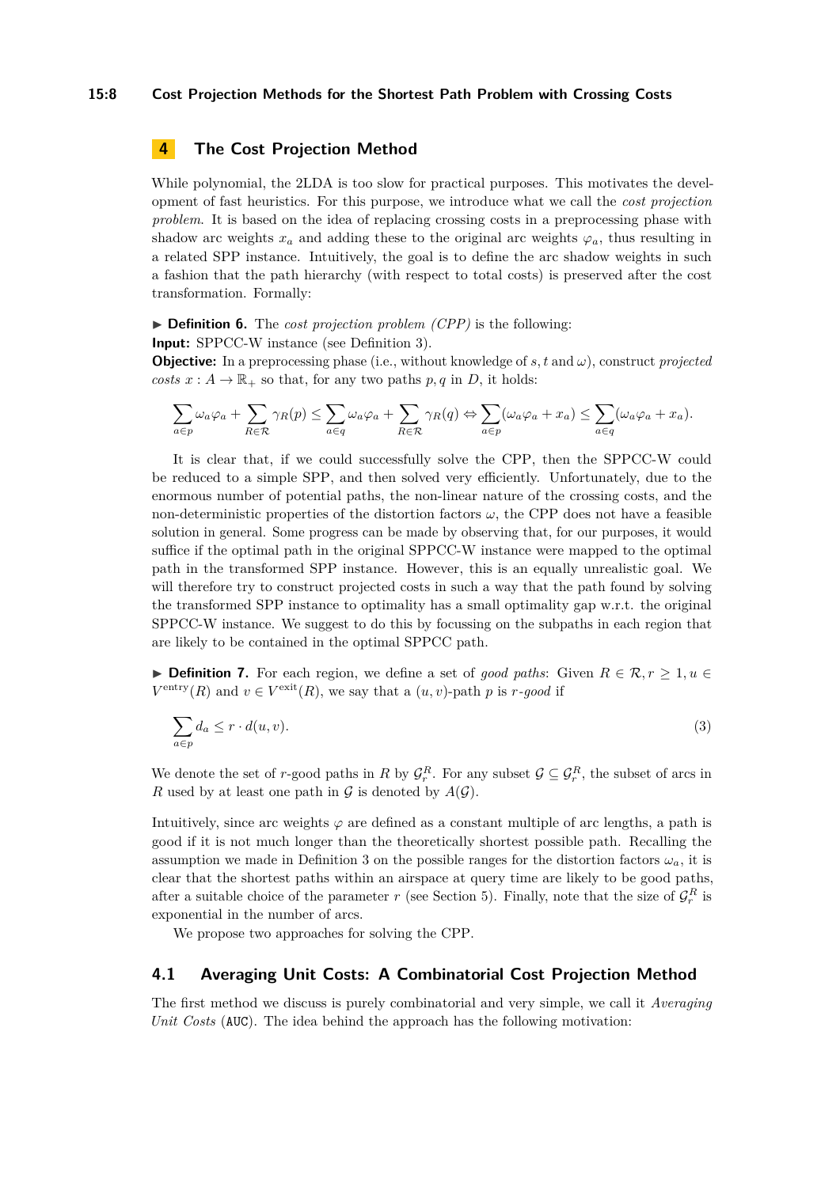## 4 The Cost Projection Method

While polynomial, the 2LDA is too slow for practical purposes. This motivates the development of fast heuristics. For this purpose, we introduce what we call the *cost projection problem*. It is based on the idea of replacing crossing costs in a preprocessing phase with shadow arc weights $x_a$ and adding these to the original arc weights $\varphi_a$, thus resulting in a related SPP instance. Intuitively, the goal is to define the arc shadow weights in such a fashion that the path hierarchy (with respect to total costs) is preserved after the cost transformation. Formally:

▶ **Definition 6.** The *cost projection problem (CPP)* is the following:
**Input:** SPPCC-W instance (see Definition 3).
**Objective:** In a preprocessing phase (i.e., without knowledge of $s, t$ and $\omega$), construct *projected costs* $x : A \to \mathbb{R}_+$ so that, for any two paths $p, q$ in $D$, it holds:

$$\sum_{a\in p}\omega_a\varphi_a + \sum_{R\in\mathcal{R}}\gamma_R(p) \leq \sum_{a\in q}\omega_a\varphi_a + \sum_{R\in\mathcal{R}}\gamma_R(q) \Leftrightarrow \sum_{a\in p}(\omega_a\varphi_a + x_a) \leq \sum_{a\in q}(\omega_a\varphi_a + x_a).$$

It is clear that, if we could successfully solve the CPP, then the SPPCC-W could be reduced to a simple SPP, and then solved very efficiently. Unfortunately, due to the enormous number of potential paths, the non-linear nature of the crossing costs, and the non-deterministic properties of the distortion factors $\omega$, the CPP does not have a feasible solution in general. Some progress can be made by observing that, for our purposes, it would suffice if the optimal path in the original SPPCC-W instance were mapped to the optimal path in the transformed SPP instance. However, this is an equally unrealistic goal. We will therefore try to construct projected costs in such a way that the path found by solving the transformed SPP instance to optimality has a small optimality gap w.r.t. the original SPPCC-W instance. We suggest to do this by focussing on the subpaths in each region that are likely to be contained in the optimal SPPCC path.

▶ **Definition 7.** For each region, we define a set of *good paths*: Given $R \in \mathcal{R}, r \geq 1, u \in V^{\text{entry}}(R)$ and $v \in V^{\text{exit}}(R)$, we say that a $(u, v)$-path $p$ is *$r$-good* if

$$\sum_{a\in p} d_a \leq r \cdot d(u, v). \tag{3}$$

We denote the set of $r$-good paths in $R$ by $\mathcal{G}_r^R$. For any subset $\mathcal{G} \subseteq \mathcal{G}_r^R$, the subset of arcs in $R$ used by at least one path in $\mathcal{G}$ is denoted by $A(\mathcal{G})$.

Intuitively, since arc weights $\varphi$ are defined as a constant multiple of arc lengths, a path is good if it is not much longer than the theoretically shortest possible path. Recalling the assumption we made in Definition 3 on the possible ranges for the distortion factors $\omega_a$, it is clear that the shortest paths within an airspace at query time are likely to be good paths, after a suitable choice of the parameter $r$ (see Section 5). Finally, note that the size of $\mathcal{G}_r^R$ is exponential in the number of arcs.

We propose two approaches for solving the CPP.

### 4.1 Averaging Unit Costs: A Combinatorial Cost Projection Method

The first method we discuss is purely combinatorial and very simple, we call it *Averaging Unit Costs* (AUC). The idea behind the approach has the following motivation: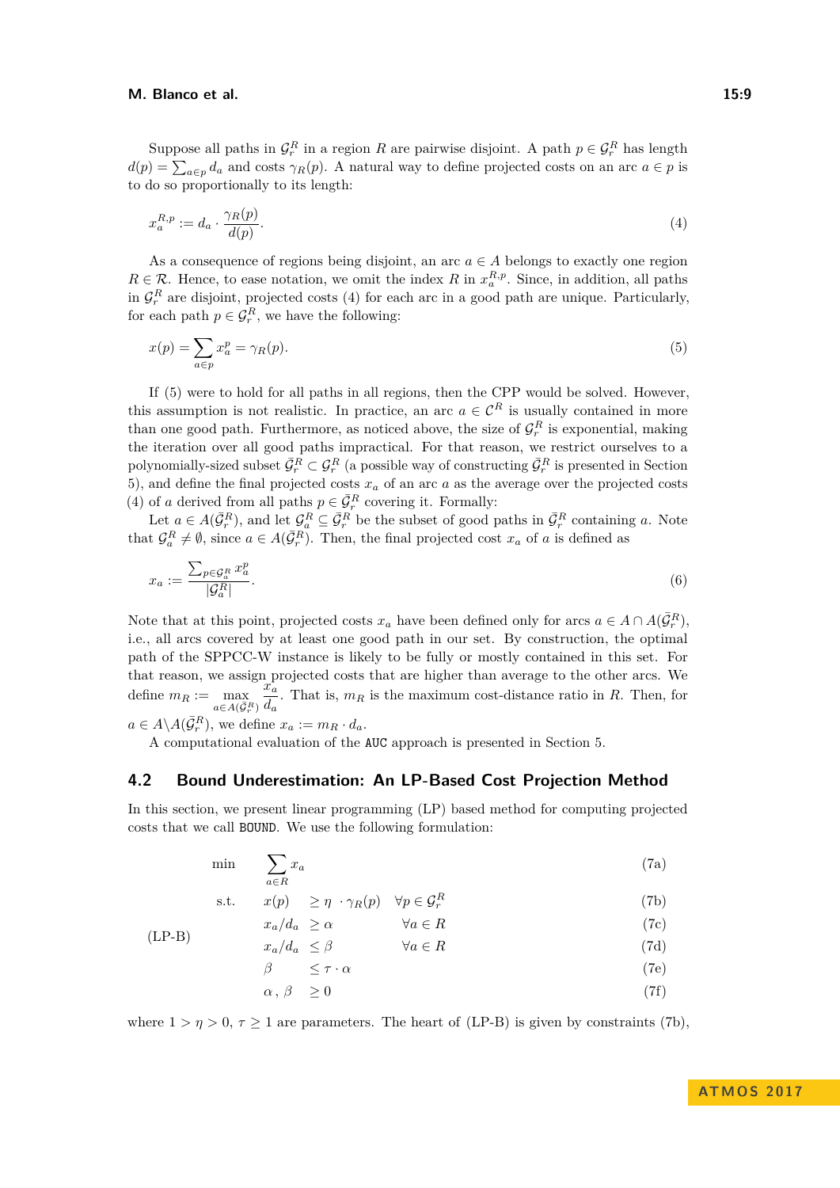Suppose all paths in $\mathcal{G}_r^R$ in a region $R$ are pairwise disjoint. A path $p \in \mathcal{G}_r^R$ has length $d(p) = \sum_{a \in p} d_a$ and costs $\gamma_R(p)$. A natural way to define projected costs on an arc $a \in p$ is to do so proportionally to its length:

$$x_a^{R,p} := d_a \cdot \frac{\gamma_R(p)}{d(p)}. \tag{4}$$

As a consequence of regions being disjoint, an arc $a \in A$ belongs to exactly one region $R \in \mathcal{R}$. Hence, to ease notation, we omit the index $R$ in $x_a^{R,p}$. Since, in addition, all paths in $\mathcal{G}_r^R$ are disjoint, projected costs (4) for each arc in a good path are unique. Particularly, for each path $p \in \mathcal{G}_r^R$, we have the following:

$$x(p) = \sum_{a \in p} x_a^p = \gamma_R(p). \tag{5}$$

If (5) were to hold for all paths in all regions, then the CPP would be solved. However, this assumption is not realistic. In practice, an arc $a \in \mathcal{C}^R$ is usually contained in more than one good path. Furthermore, as noticed above, the size of $\mathcal{G}_r^R$ is exponential, making the iteration over all good paths impractical. For that reason, we restrict ourselves to a polynomially-sized subset $\bar{\mathcal{G}}_r^R \subset \mathcal{G}_r^R$ (a possible way of constructing $\bar{\mathcal{G}}_r^R$ is presented in Section 5), and define the final projected costs $x_a$ of an arc $a$ as the average over the projected costs (4) of $a$ derived from all paths $p \in \bar{\mathcal{G}}_r^R$ covering it. Formally:

Let $a \in A(\bar{\mathcal{G}}_r^R)$, and let $\mathcal{G}_a^R \subseteq \bar{\mathcal{G}}_r^R$ be the subset of good paths in $\bar{\mathcal{G}}_r^R$ containing $a$. Note that $\mathcal{G}_a^R \neq \emptyset$, since $a \in A(\bar{\mathcal{G}}_r^R)$. Then, the final projected cost $x_a$ of $a$ is defined as

$$x_a := \frac{\sum_{p \in \mathcal{G}_a^R} x_a^p}{|\mathcal{G}_a^R|}. \tag{6}$$

Note that at this point, projected costs $x_a$ have been defined only for arcs $a \in A \cap A(\bar{\mathcal{G}}_r^R)$, i.e., all arcs covered by at least one good path in our set. By construction, the optimal path of the SPPCC-W instance is likely to be fully or mostly contained in this set. For that reason, we assign projected costs that are higher than average to the other arcs. We define $m_R := \max_{a \in A(\bar{\mathcal{G}}_r^R)} \frac{x_a}{d_a}$. That is, $m_R$ is the maximum cost-distance ratio in $R$. Then, for $a \in A \backslash A(\bar{\mathcal{G}}_r^R)$, we define $x_a := m_R \cdot d_a$.

A computational evaluation of the AUC approach is presented in Section 5.

## 4.2 Bound Underestimation: An LP-Based Cost Projection Method

In this section, we present linear programming (LP) based method for computing projected costs that we call BOUND. We use the following formulation:

$$
\text{(LP-B)} \quad
\begin{aligned}
\min \quad & \sum_{a \in R} x_a && && \text{(7a)}\\
\text{s.t.} \quad & x(p) \geq \eta \cdot \gamma_R(p) && \forall p \in \mathcal{G}_r^R && \text{(7b)}\\
& x_a/d_a \geq \alpha && \forall a \in R && \text{(7c)}\\
& x_a/d_a \leq \beta && \forall a \in R && \text{(7d)}\\
& \beta \leq \tau \cdot \alpha && && \text{(7e)}\\
& \alpha, \beta \geq 0 && && \text{(7f)}
\end{aligned}
$$

where $1 > \eta > 0$, $\tau \geq 1$ are parameters. The heart of (LP-B) is given by constraints (7b),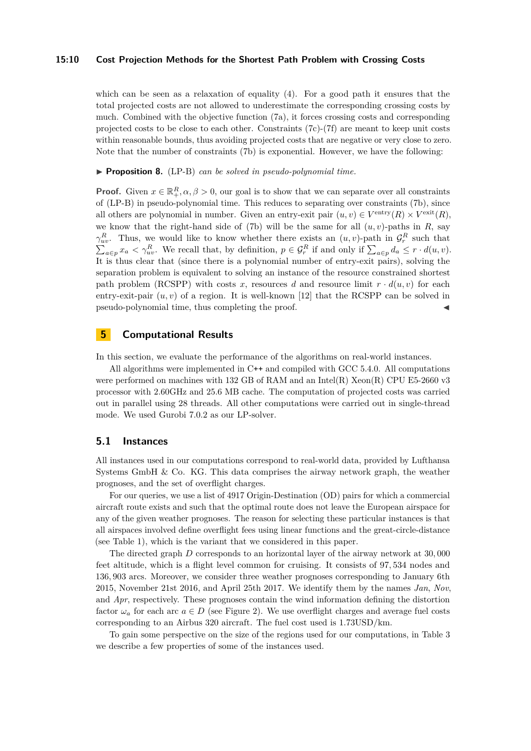which can be seen as a relaxation of equality (4). For a good path it ensures that the total projected costs are not allowed to underestimate the corresponding crossing costs by much. Combined with the objective function (7a), it forces crossing costs and corresponding projected costs to be close to each other. Constraints (7c)-(7f) are meant to keep unit costs within reasonable bounds, thus avoiding projected costs that are negative or very close to zero. Note that the number of constraints (7b) is exponential. However, we have the following:

▶ **Proposition 8.** (LP-B) *can be solved in pseudo-polynomial time.*

**Proof.** Given $x \in \mathbb{R}^R_+, \alpha, \beta > 0$, our goal is to show that we can separate over all constraints of (LP-B) in pseudo-polynomial time. This reduces to separating over constraints (7b), since all others are polynomial in number. Given an entry-exit pair $(u, v) \in V^{\text{entry}}(R) \times V^{\text{exit}}(R)$, we know that the right-hand side of (7b) will be the same for all $(u, v)$-paths in $R$, say $\gamma^R_{uv}$. Thus, we would like to know whether there exists an $(u, v)$-path in $\mathcal{G}^R_r$ such that $\sum_{a \in p} x_a < \gamma^R_{uv}$. We recall that, by definition, $p \in \mathcal{G}^R_r$ if and only if $\sum_{a \in p} d_a \leq r \cdot d(u, v)$. It is thus clear that (since there is a polynomial number of entry-exit pairs), solving the separation problem is equivalent to solving an instance of the resource constrained shortest path problem (RCSPP) with costs $x$, resources $d$ and resource limit $r \cdot d(u, v)$ for each entry-exit-pair $(u, v)$ of a region. It is well-known [12] that the RCSPP can be solved in pseudo-polynomial time, thus completing the proof. ◀

## 5 Computational Results

In this section, we evaluate the performance of the algorithms on real-world instances.

All algorithms were implemented in C++ and compiled with GCC 5.4.0. All computations were performed on machines with 132 GB of RAM and an Intel(R) Xeon(R) CPU E5-2660 v3 processor with 2.60GHz and 25.6 MB cache. The computation of projected costs was carried out in parallel using 28 threads. All other computations were carried out in single-thread mode. We used Gurobi 7.0.2 as our LP-solver.

### 5.1 Instances

All instances used in our computations correspond to real-world data, provided by Lufthansa Systems GmbH & Co. KG. This data comprises the airway network graph, the weather prognoses, and the set of overflight charges.

For our queries, we use a list of 4917 Origin-Destination (OD) pairs for which a commercial aircraft route exists and such that the optimal route does not leave the European airspace for any of the given weather prognoses. The reason for selecting these particular instances is that all airspaces involved define overflight fees using linear functions and the great-circle-distance (see Table 1), which is the variant that we considered in this paper.

The directed graph $D$ corresponds to an horizontal layer of the airway network at 30,000 feet altitude, which is a flight level common for cruising. It consists of 97,534 nodes and 136,903 arcs. Moreover, we consider three weather prognoses corresponding to January 6th 2015, November 21st 2016, and April 25th 2017. We identify them by the names *Jan*, *Nov*, and *Apr*, respectively. These prognoses contain the wind information defining the distortion factor $\omega_a$ for each arc $a \in D$ (see Figure 2). We use overflight charges and average fuel costs corresponding to an Airbus 320 aircraft. The fuel cost used is 1.73USD/km.

To gain some perspective on the size of the regions used for our computations, in Table 3 we describe a few properties of some of the instances used.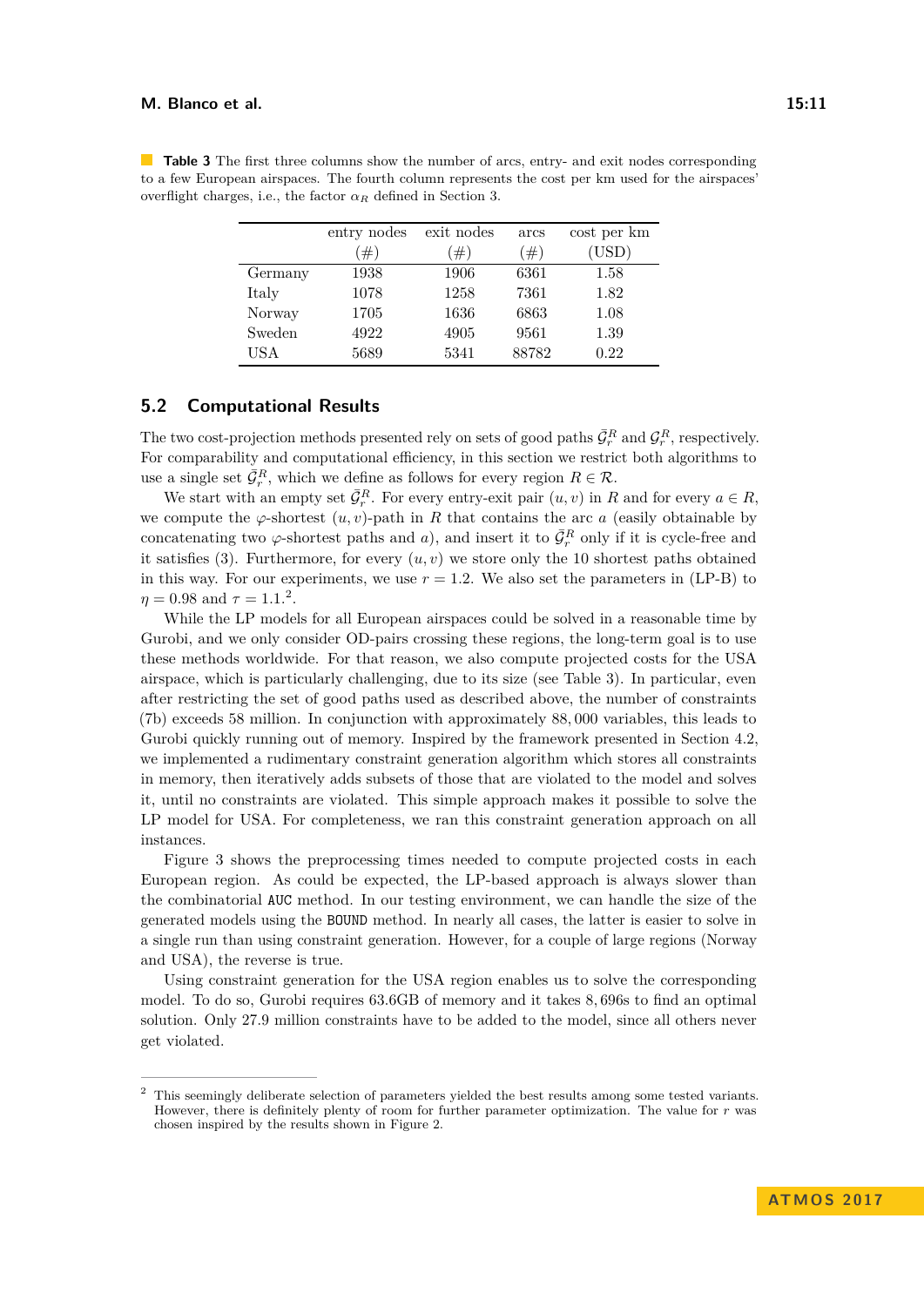**Table 3** The first three columns show the number of arcs, entry- and exit nodes corresponding to a few European airspaces. The fourth column represents the cost per km used for the airspaces' overflight charges, i.e., the factor $\alpha_R$ defined in Section 3.

| | entry nodes (#) | exit nodes (#) | arcs (#) | cost per km (USD) |
|---|---|---|---|---|
| Germany | 1938 | 1906 | 6361 | 1.58 |
| Italy | 1078 | 1258 | 7361 | 1.82 |
| Norway | 1705 | 1636 | 6863 | 1.08 |
| Sweden | 4922 | 4905 | 9561 | 1.39 |
| USA | 5689 | 5341 | 88782 | 0.22 |

## 5.2 Computational Results

The two cost-projection methods presented rely on sets of good paths $\bar{\mathcal{G}}_r^R$ and $\mathcal{G}_r^R$, respectively. For comparability and computational efficiency, in this section we restrict both algorithms to use a single set $\bar{\mathcal{G}}_r^R$, which we define as follows for every region $R \in \mathcal{R}$.

We start with an empty set $\bar{\mathcal{G}}_r^R$. For every entry-exit pair $(u, v)$ in $R$ and for every $a \in R$, we compute the $\varphi$-shortest $(u, v)$-path in $R$ that contains the arc $a$ (easily obtainable by concatenating two $\varphi$-shortest paths and $a$), and insert it to $\bar{\mathcal{G}}_r^R$ only if it is cycle-free and it satisfies (3). Furthermore, for every $(u, v)$ we store only the 10 shortest paths obtained in this way. For our experiments, we use $r = 1.2$. We also set the parameters in (LP-B) to $\eta = 0.98$ and $\tau = 1.1$.[2].

While the LP models for all European airspaces could be solved in a reasonable time by Gurobi, and we only consider OD-pairs crossing these regions, the long-term goal is to use these methods worldwide. For that reason, we also compute projected costs for the USA airspace, which is particularly challenging, due to its size (see Table 3). In particular, even after restricting the set of good paths used as described above, the number of constraints (7b) exceeds 58 million. In conjunction with approximately 88,000 variables, this leads to Gurobi quickly running out of memory. Inspired by the framework presented in Section 4.2, we implemented a rudimentary constraint generation algorithm which stores all constraints in memory, then iteratively adds subsets of those that are violated to the model and solves it, until no constraints are violated. This simple approach makes it possible to solve the LP model for USA. For completeness, we ran this constraint generation approach on all instances.

Figure 3 shows the preprocessing times needed to compute projected costs in each European region. As could be expected, the LP-based approach is always slower than the combinatorial `AUC` method. In our testing environment, we can handle the size of the generated models using the `BOUND` method. In nearly all cases, the latter is easier to solve in a single run than using constraint generation. However, for a couple of large regions (Norway and USA), the reverse is true.

Using constraint generation for the USA region enables us to solve the corresponding model. To do so, Gurobi requires 63.6GB of memory and it takes 8,696s to find an optimal solution. Only 27.9 million constraints have to be added to the model, since all others never get violated.

---

[2] This seemingly deliberate selection of parameters yielded the best results among some tested variants. However, there is definitely plenty of room for further parameter optimization. The value for $r$ was chosen inspired by the results shown in Figure 2.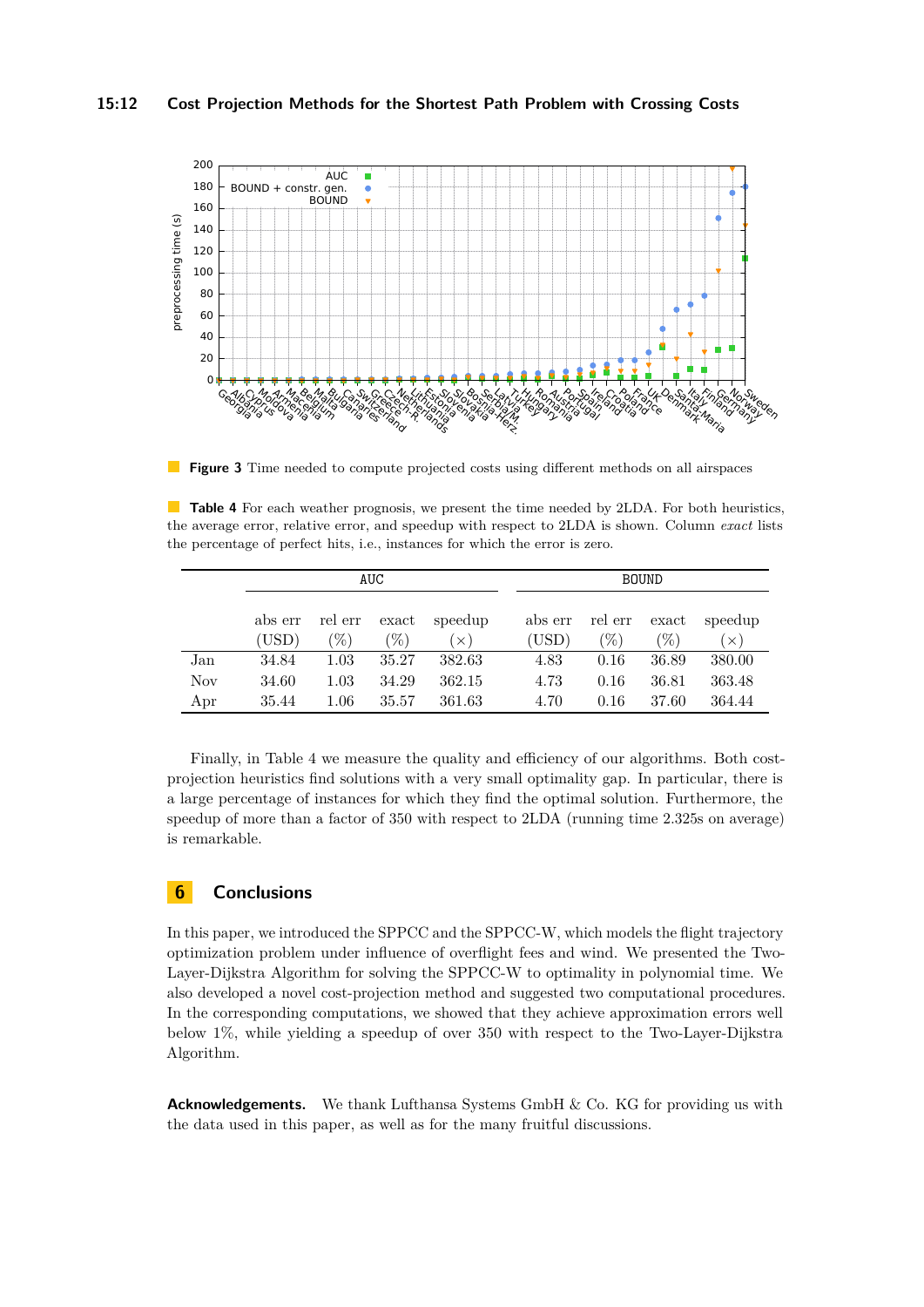**Figure 3** Time needed to compute projected costs using different methods on all airspaces

**Table 4** For each weather prognosis, we present the time needed by 2LDA. For both heuristics, the average error, relative error, and speedup with respect to 2LDA is shown. Column *exact* lists the percentage of perfect hits, i.e., instances for which the error is zero.

| | AUC | | | | BOUND | | | |
|---|---|---|---|---|---|---|---|---|
| | abs err (USD) | rel err (%) | exact (%) | speedup (×) | abs err (USD) | rel err (%) | exact (%) | speedup (×) |
| Jan | 34.84 | 1.03 | 35.27 | 382.63 | 4.83 | 0.16 | 36.89 | 380.00 |
| Nov | 34.60 | 1.03 | 34.29 | 362.15 | 4.73 | 0.16 | 36.81 | 363.48 |
| Apr | 35.44 | 1.06 | 35.57 | 361.63 | 4.70 | 0.16 | 37.60 | 364.44 |

Finally, in Table 4 we measure the quality and efficiency of our algorithms. Both cost-projection heuristics find solutions with a very small optimality gap. In particular, there is a large percentage of instances for which they find the optimal solution. Furthermore, the speedup of more than a factor of 350 with respect to 2LDA (running time 2.325s on average) is remarkable.

## 6 Conclusions

In this paper, we introduced the SPPCC and the SPPCC-W, which models the flight trajectory optimization problem under influence of overflight fees and wind. We presented the Two-Layer-Dijkstra Algorithm for solving the SPPCC-W to optimality in polynomial time. We also developed a novel cost-projection method and suggested two computational procedures. In the corresponding computations, we showed that they achieve approximation errors well below 1%, while yielding a speedup of over 350 with respect to the Two-Layer-Dijkstra Algorithm.

**Acknowledgements.** We thank Lufthansa Systems GmbH & Co. KG for providing us with the data used in this paper, as well as for the many fruitful discussions.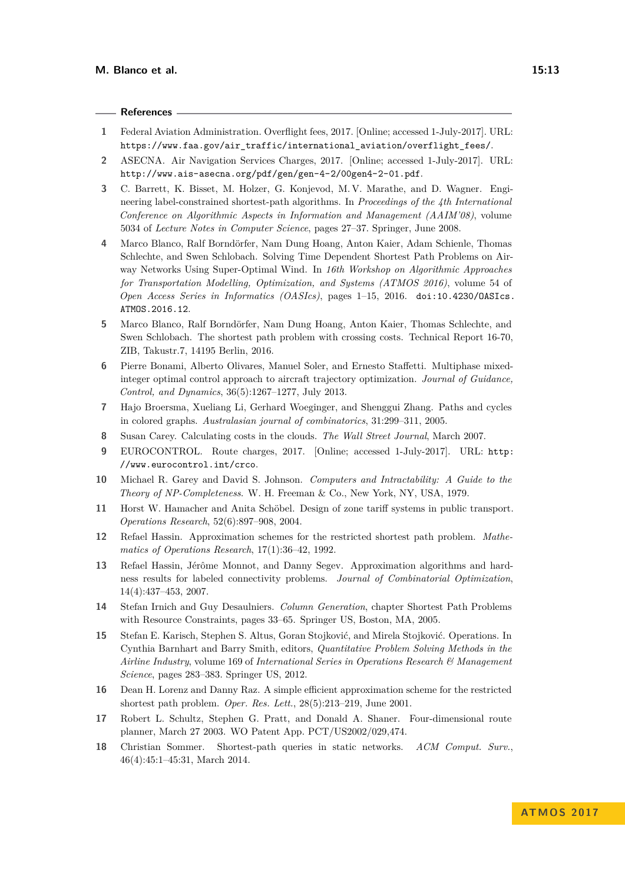## References

1. Federal Aviation Administration. Overflight fees, 2017. [Online; accessed 1-July-2017]. URL: https://www.faa.gov/air_traffic/international_aviation/overflight_fees/.
2. ASECNA. Air Navigation Services Charges, 2017. [Online; accessed 1-July-2017]. URL: http://www.ais-asecna.org/pdf/gen/gen-4-2/00gen4-2-01.pdf.
3. C. Barrett, K. Bisset, M. Holzer, G. Konjevod, M. V. Marathe, and D. Wagner. Engineering label-constrained shortest-path algorithms. In *Proceedings of the 4th International Conference on Algorithmic Aspects in Information and Management (AAIM'08)*, volume 5034 of *Lecture Notes in Computer Science*, pages 27–37. Springer, June 2008.
4. Marco Blanco, Ralf Borndörfer, Nam Dung Hoang, Anton Kaier, Adam Schienle, Thomas Schlechte, and Swen Schlobach. Solving Time Dependent Shortest Path Problems on Airway Networks Using Super-Optimal Wind. In *16th Workshop on Algorithmic Approaches for Transportation Modelling, Optimization, and Systems (ATMOS 2016)*, volume 54 of *Open Access Series in Informatics (OASIcs)*, pages 1–15, 2016. doi:10.4230/OASIcs.ATMOS.2016.12.
5. Marco Blanco, Ralf Borndörfer, Nam Dung Hoang, Anton Kaier, Thomas Schlechte, and Swen Schlobach. The shortest path problem with crossing costs. Technical Report 16-70, ZIB, Takustr.7, 14195 Berlin, 2016.
6. Pierre Bonami, Alberto Olivares, Manuel Soler, and Ernesto Staffetti. Multiphase mixed-integer optimal control approach to aircraft trajectory optimization. *Journal of Guidance, Control, and Dynamics*, 36(5):1267–1277, July 2013.
7. Hajo Broersma, Xueliang Li, Gerhard Woeginger, and Shenggui Zhang. Paths and cycles in colored graphs. *Australasian journal of combinatorics*, 31:299–311, 2005.
8. Susan Carey. Calculating costs in the clouds. *The Wall Street Journal*, March 2007.
9. EUROCONTROL. Route charges, 2017. [Online; accessed 1-July-2017]. URL: http://www.eurocontrol.int/crco.
10. Michael R. Garey and David S. Johnson. *Computers and Intractability: A Guide to the Theory of NP-Completeness*. W. H. Freeman & Co., New York, NY, USA, 1979.
11. Horst W. Hamacher and Anita Schöbel. Design of zone tariff systems in public transport. *Operations Research*, 52(6):897–908, 2004.
12. Refael Hassin. Approximation schemes for the restricted shortest path problem. *Mathematics of Operations Research*, 17(1):36–42, 1992.
13. Refael Hassin, Jérôme Monnot, and Danny Segev. Approximation algorithms and hardness results for labeled connectivity problems. *Journal of Combinatorial Optimization*, 14(4):437–453, 2007.
14. Stefan Irnich and Guy Desaulniers. *Column Generation*, chapter Shortest Path Problems with Resource Constraints, pages 33–65. Springer US, Boston, MA, 2005.
15. Stefan E. Karisch, Stephen S. Altus, Goran Stojković, and Mirela Stojković. Operations. In Cynthia Barnhart and Barry Smith, editors, *Quantitative Problem Solving Methods in the Airline Industry*, volume 169 of *International Series in Operations Research & Management Science*, pages 283–383. Springer US, 2012.
16. Dean H. Lorenz and Danny Raz. A simple efficient approximation scheme for the restricted shortest path problem. *Oper. Res. Lett.*, 28(5):213–219, June 2001.
17. Robert L. Schultz, Stephen G. Pratt, and Donald A. Shaner. Four-dimensional route planner, March 27 2003. WO Patent App. PCT/US2002/029,474.
18. Christian Sommer. Shortest-path queries in static networks. *ACM Comput. Surv.*, 46(4):45:1–45:31, March 2014.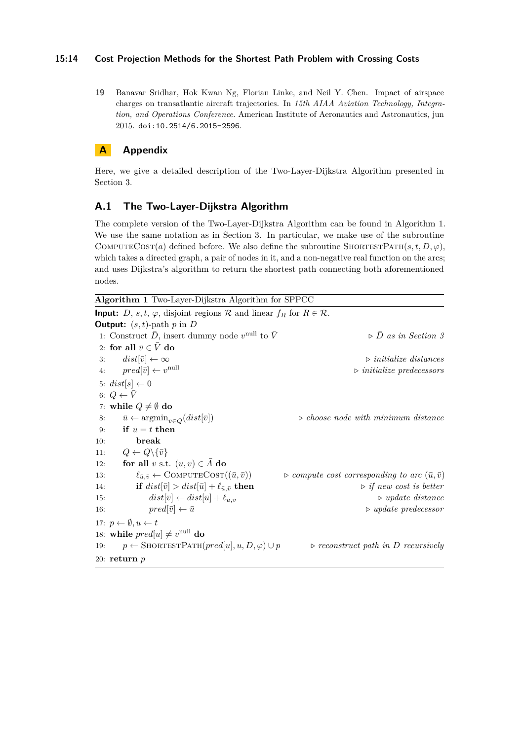**19** Banavar Sridhar, Hok Kwan Ng, Florian Linke, and Neil Y. Chen. Impact of airspace charges on transatlantic aircraft trajectories. In *15th AIAA Aviation Technology, Integration, and Operations Conference*. American Institute of Aeronautics and Astronautics, jun 2015. doi:10.2514/6.2015-2596.

# A Appendix

Here, we give a detailed description of the Two-Layer-Dijkstra Algorithm presented in Section 3.

## A.1 The Two-Layer-Dijkstra Algorithm

The complete version of the Two-Layer-Dijkstra Algorithm can be found in Algorithm 1. We use the same notation as in Section 3. In particular, we make use of the subroutine ComputeCost($\bar{a}$) defined before. We also define the subroutine ShortestPath($s, t, D, \varphi$), which takes a directed graph, a pair of nodes in it, and a non-negative real function on the arcs; and uses Dijkstra's algorithm to return the shortest path connecting both aforementioned nodes.

**Algorithm 1** Two-Layer-Dijkstra Algorithm for SPPCC

**Input:** $D$, $s$, $t$, $\varphi$, disjoint regions $\mathcal{R}$ and linear $f_R$ for $R \in \mathcal{R}$.
**Output:** $(s, t)$-path $p$ in $D$

```
 1: Construct D̄, insert dummy node v^null to V̄              ▷ D̄ as in Section 3
 2: for all v̄ ∈ V̄ do
 3:     dist[v̄] ← ∞                                          ▷ initialize distances
 4:     pred[v̄] ← v^null                                     ▷ initialize predecessors
 5: dist[s] ← 0
 6: Q ← V̄
 7: while Q ≠ ∅ do
 8:     ū ← argmin_{v̄∈Q}(dist[v̄])                           ▷ choose node with minimum distance
 9:     if ū = t then
10:         break
11:     Q ← Q\{v̄}
12:     for all v̄ s.t. (ū, v̄) ∈ Ā do
13:         ℓ_{ū,v̄} ← ComputeCost((ū, v̄))                  ▷ compute cost corresponding to arc (ū, v̄)
14:         if dist[v̄] > dist[ū] + ℓ_{ū,v̄} then             ▷ if new cost is better
15:             dist[v̄] ← dist[ū] + ℓ_{ū,v̄}                 ▷ update distance
16:             pred[v̄] ← ū                                  ▷ update predecessor
17: p ← ∅, u ← t
18: while pred[u] ≠ v^null do
19:     p ← ShortestPath(pred[u], u, D, φ) ∪ p              ▷ reconstruct path in D recursively
20: return p
```